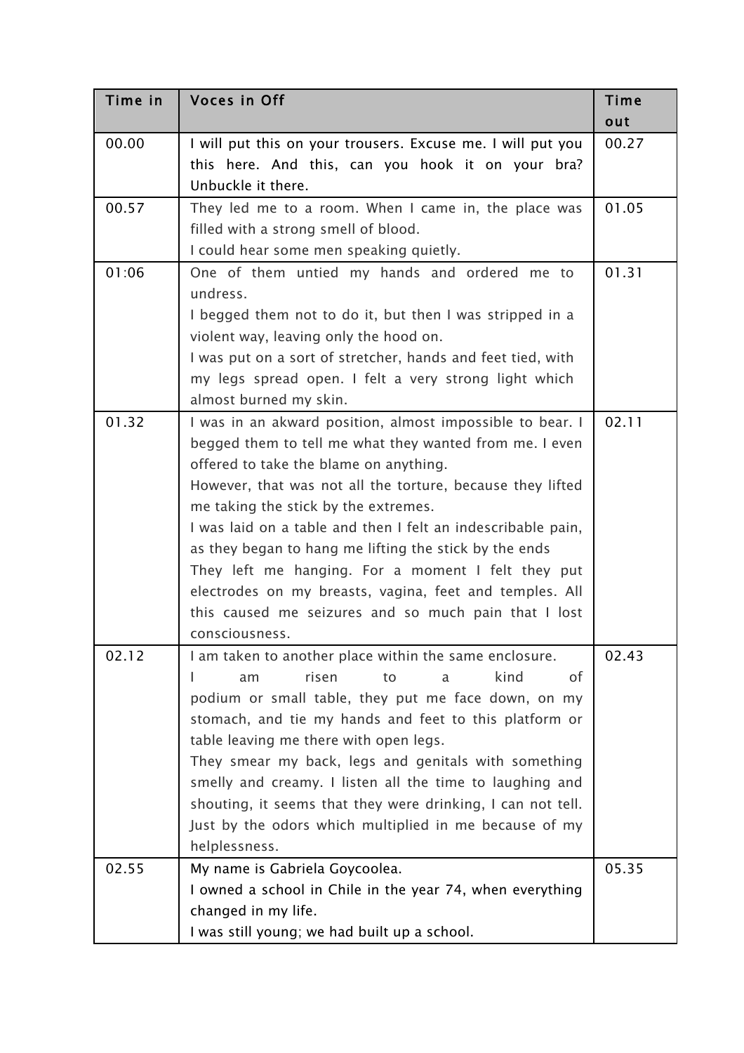| Time in | Voces in Off | Time out |
| --- | --- | --- |
| 00.00 | I will put this on your trousers. Excuse me. I will put you this here. And this, can you hook it on your bra? Unbuckle it there. | 00.27 |
| 00.57 | They led me to a room. When I came in, the place was filled with a strong smell of blood.<br>I could hear some men speaking quietly. | 01.05 |
| 01:06 | One of them untied my hands and ordered me to undress.<br>I begged them not to do it, but then I was stripped in a violent way, leaving only the hood on.<br>I was put on a sort of stretcher, hands and feet tied, with my legs spread open. I felt a very strong light which almost burned my skin. | 01.31 |
| 01.32 | I was in an akward position, almost impossible to bear. I begged them to tell me what they wanted from me. I even offered to take the blame on anything.<br>However, that was not all the torture, because they lifted me taking the stick by the extremes.<br>I was laid on a table and then I felt an indescribable pain, as they began to hang me lifting the stick by the ends<br>They left me hanging. For a moment I felt they put electrodes on my breasts, vagina, feet and temples. All this caused me seizures and so much pain that I lost consciousness. | 02.11 |
| 02.12 | I am taken to another place within the same enclosure.<br>I am risen to a kind of podium or small table, they put me face down, on my stomach, and tie my hands and feet to this platform or table leaving me there with open legs.<br>They smear my back, legs and genitals with something smelly and creamy. I listen all the time to laughing and shouting, it seems that they were drinking, I can not tell. Just by the odors which multiplied in me because of my helplessness. | 02.43 |
| 02.55 | My name is Gabriela Goycoolea.<br>I owned a school in Chile in the year 74, when everything changed in my life.<br>I was still young; we had built up a school. | 05.35 |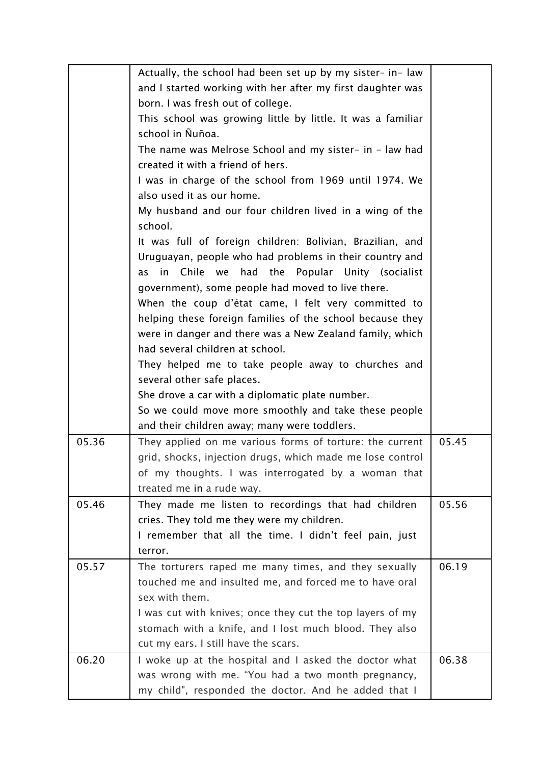| | | |
|---|---|---|
| | Actually, the school had been set up by my sister- in- law and I started working with her after my first daughter was born. I was fresh out of college.<br>This school was growing little by little. It was a familiar school in Ñuñoa.<br>The name was Melrose School and my sister- in - law had created it with a friend of hers.<br>I was in charge of the school from 1969 until 1974. We also used it as our home.<br>My husband and our four children lived in a wing of the school.<br>It was full of foreign children: Bolivian, Brazilian, and Uruguayan, people who had problems in their country and as in Chile we had the Popular Unity (socialist government), some people had moved to live there.<br>When the coup d'état came, I felt very committed to helping these foreign families of the school because they were in danger and there was a New Zealand family, which had several children at school.<br>They helped me to take people away to churches and several other safe places.<br>She drove a car with a diplomatic plate number.<br>So we could move more smoothly and take these people and their children away; many were toddlers. | |
| 05.36 | They applied on me various forms of torture: the current grid, shocks, injection drugs, which made me lose control of my thoughts. I was interrogated by a woman that treated me in a rude way. | 05.45 |
| 05.46 | They made me listen to recordings that had children cries. They told me they were my children.<br>I remember that all the time. I didn't feel pain, just terror. | 05.56 |
| 05.57 | The torturers raped me many times, and they sexually touched me and insulted me, and forced me to have oral sex with them.<br>I was cut with knives; once they cut the top layers of my stomach with a knife, and I lost much blood. They also cut my ears. I still have the scars. | 06.19 |
| 06.20 | I woke up at the hospital and I asked the doctor what was wrong with me. "You had a two month pregnancy, my child", responded the doctor. And he added that I | 06.38 |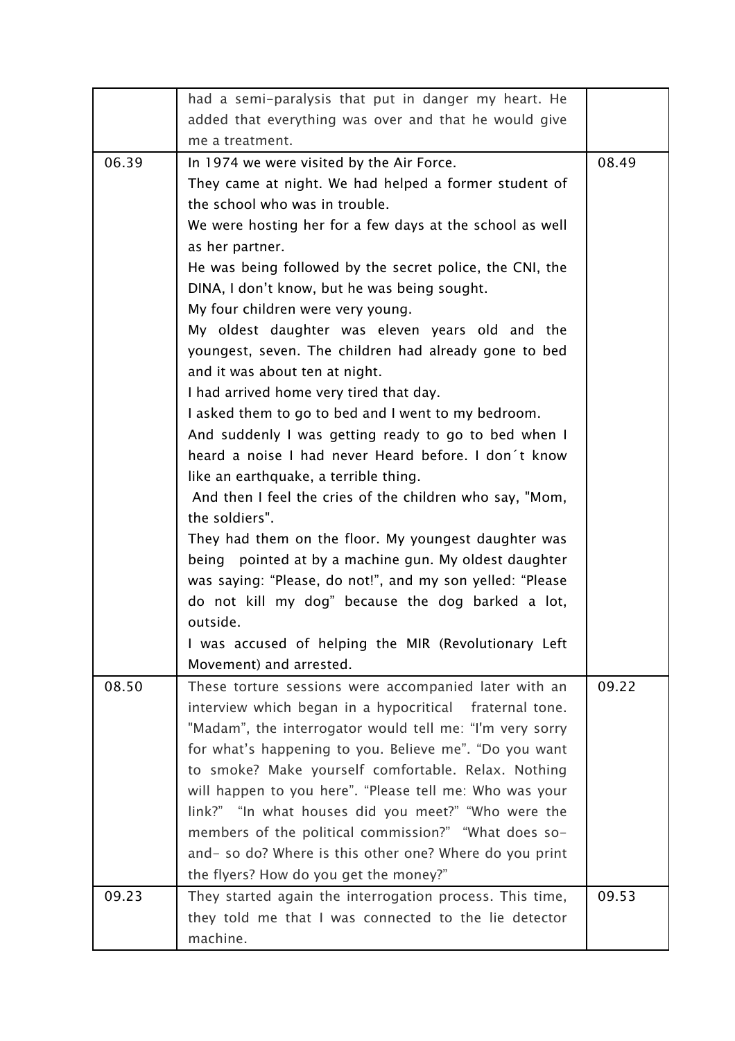|  |  |  |
| --- | --- | --- |
|  | had a semi-paralysis that put in danger my heart. He added that everything was over and that he would give me a treatment. |  |
| 06.39 | In 1974 we were visited by the Air Force.<br>They came at night. We had helped a former student of the school who was in trouble.<br>We were hosting her for a few days at the school as well as her partner.<br>He was being followed by the secret police, the CNI, the DINA, I don't know, but he was being sought.<br>My four children were very young.<br>My oldest daughter was eleven years old and the youngest, seven. The children had already gone to bed and it was about ten at night.<br>I had arrived home very tired that day.<br>I asked them to go to bed and I went to my bedroom.<br>And suddenly I was getting ready to go to bed when I heard a noise I had never Heard before. I don´t know like an earthquake, a terrible thing.<br>And then I feel the cries of the children who say, "Mom, the soldiers".<br>They had them on the floor. My youngest daughter was being pointed at by a machine gun. My oldest daughter was saying: "Please, do not!", and my son yelled: "Please do not kill my dog" because the dog barked a lot, outside.<br>I was accused of helping the MIR (Revolutionary Left Movement) and arrested. | 08.49 |
| 08.50 | These torture sessions were accompanied later with an interview which began in a hypocritical fraternal tone. "Madam", the interrogator would tell me: "I'm very sorry for what's happening to you. Believe me". "Do you want to smoke? Make yourself comfortable. Relax. Nothing will happen to you here". "Please tell me: Who was your link?" "In what houses did you meet?" "Who were the members of the political commission?" "What does so-and- so do? Where is this other one? Where do you print the flyers? How do you get the money?" | 09.22 |
| 09.23 | They started again the interrogation process. This time, they told me that I was connected to the lie detector machine. | 09.53 |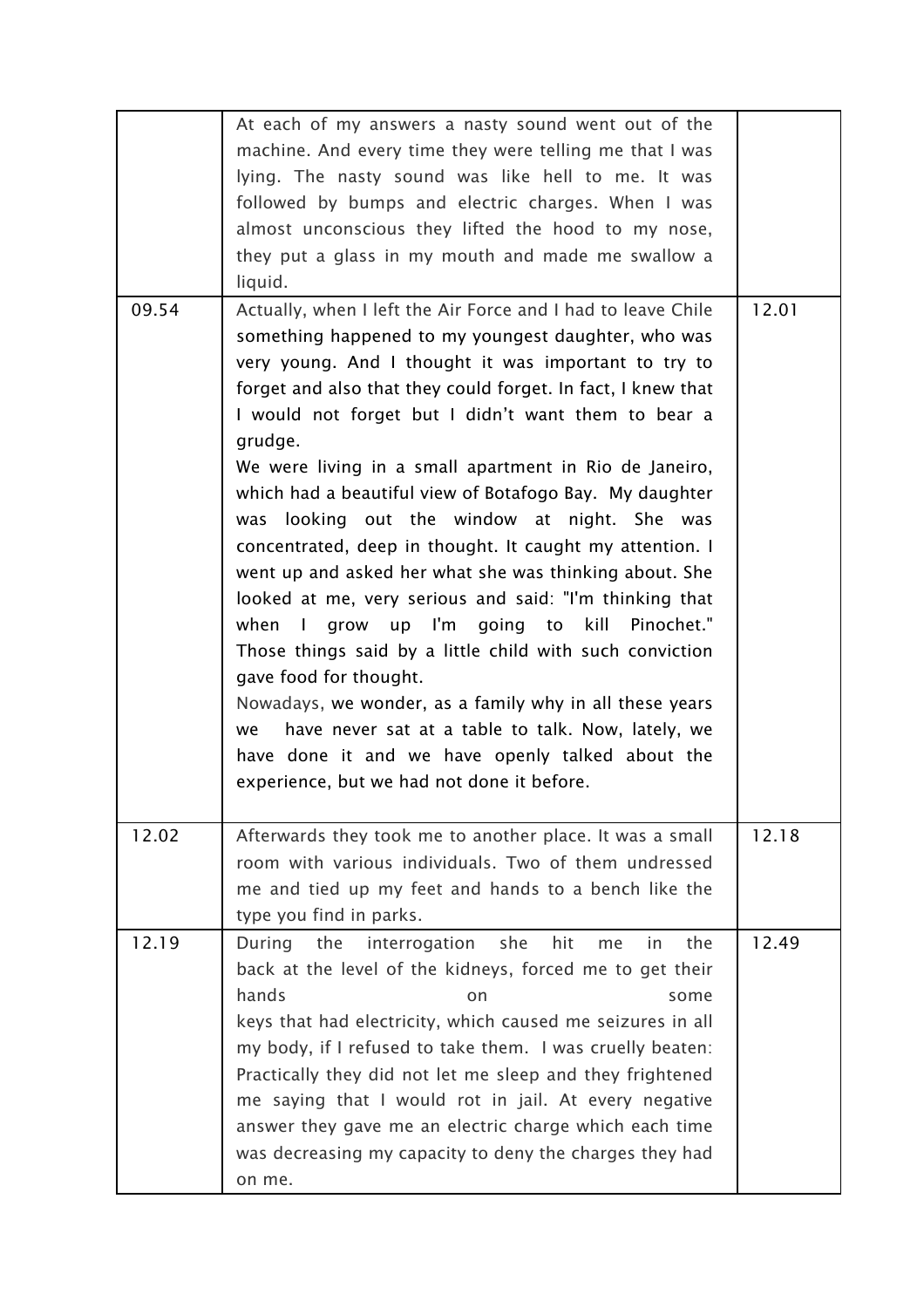| | | |
|---|---|---|
| | At each of my answers a nasty sound went out of the machine. And every time they were telling me that I was lying. The nasty sound was like hell to me. It was followed by bumps and electric charges. When I was almost unconscious they lifted the hood to my nose, they put a glass in my mouth and made me swallow a liquid. | |
| 09.54 | Actually, when I left the Air Force and I had to leave Chile something happened to my youngest daughter, who was very young. And I thought it was important to try to forget and also that they could forget. In fact, I knew that I would not forget but I didn't want them to bear a grudge.<br>We were living in a small apartment in Rio de Janeiro, which had a beautiful view of Botafogo Bay. My daughter was looking out the window at night. She was concentrated, deep in thought. It caught my attention. I went up and asked her what she was thinking about. She looked at me, very serious and said: "I'm thinking that when I grow up I'm going to kill Pinochet." Those things said by a little child with such conviction gave food for thought.<br>Nowadays, we wonder, as a family why in all these years we have never sat at a table to talk. Now, lately, we have done it and we have openly talked about the experience, but we had not done it before. | 12.01 |
| 12.02 | Afterwards they took me to another place. It was a small room with various individuals. Two of them undressed me and tied up my feet and hands to a bench like the type you find in parks. | 12.18 |
| 12.19 | During the interrogation she hit me in the back at the level of the kidneys, forced me to get their hands on some keys that had electricity, which caused me seizures in all my body, if I refused to take them. I was cruelly beaten: Practically they did not let me sleep and they frightened me saying that I would rot in jail. At every negative answer they gave me an electric charge which each time was decreasing my capacity to deny the charges they had on me. | 12.49 |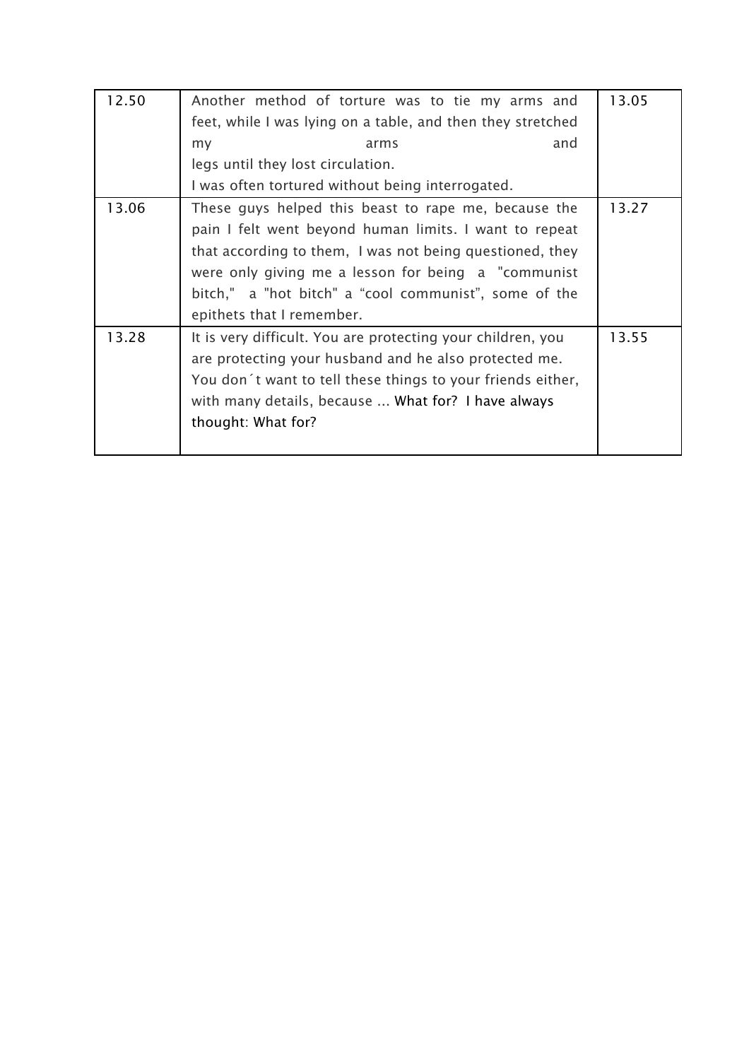| | | |
|---|---|---|
| 12.50 | Another method of torture was to tie my arms and feet, while I was lying on a table, and then they stretched my arms and legs until they lost circulation. I was often tortured without being interrogated. | 13.05 |
| 13.06 | These guys helped this beast to rape me, because the pain I felt went beyond human limits. I want to repeat that according to them, I was not being questioned, they were only giving me a lesson for being a "communist bitch," a "hot bitch" a "cool communist", some of the epithets that I remember. | 13.27 |
| 13.28 | It is very difficult. You are protecting your children, you are protecting your husband and he also protected me. You don´t want to tell these things to your friends either, with many details, because ... What for? I have always thought: What for? | 13.55 |